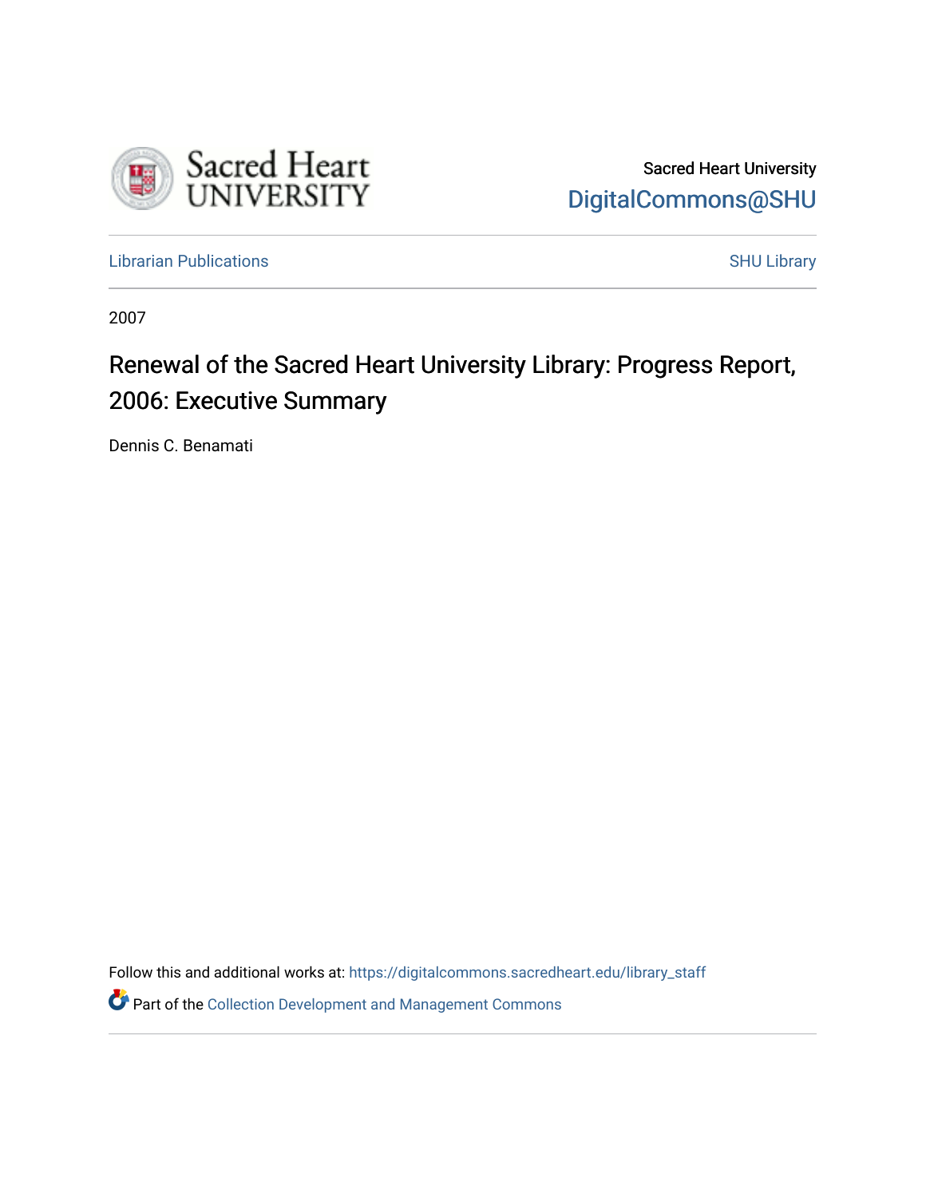Sacred Heart University
DigitalCommons@SHU

Librarian Publications | SHU Library

2007

# Renewal of the Sacred Heart University Library: Progress Report, 2006: Executive Summary

Dennis C. Benamati

Follow this and additional works at: https://digitalcommons.sacredheart.edu/library_staff

Part of the Collection Development and Management Commons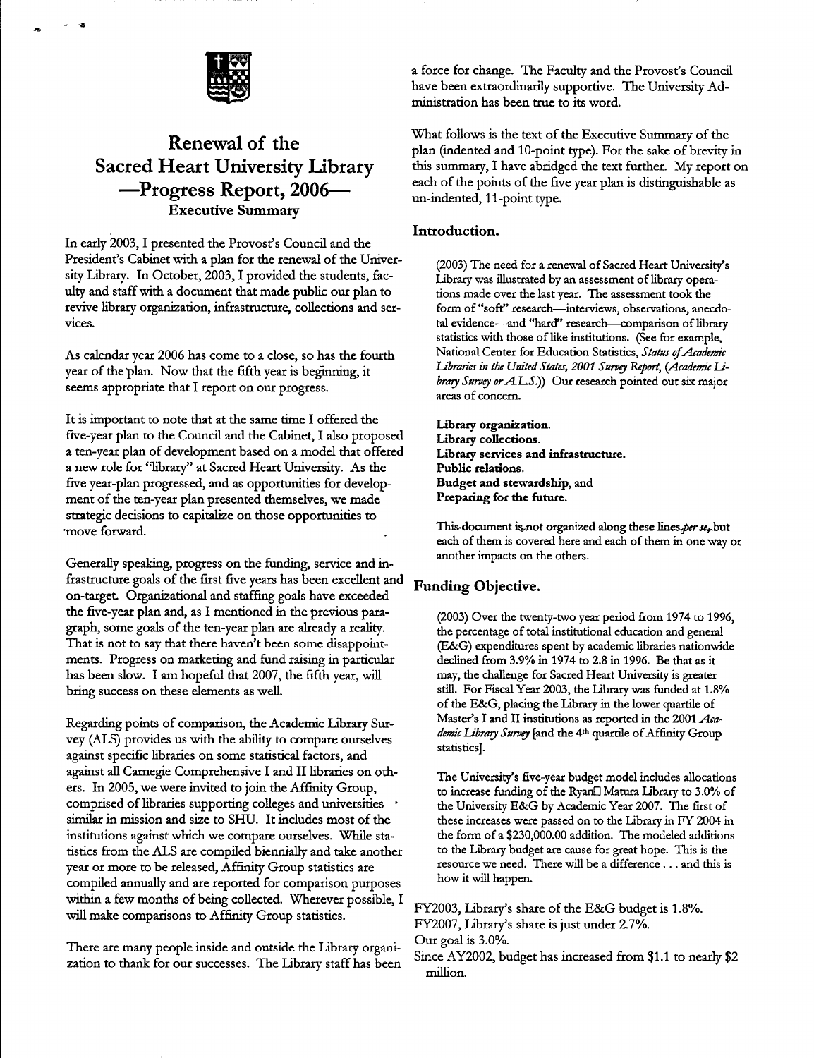# Renewal of the Sacred Heart University Library —Progress Report, 2006—

## Executive Summary

In early 2003, I presented the Provost's Council and the President's Cabinet with a plan for the renewal of the University Library. In October, 2003, I provided the students, faculty and staff with a document that made public our plan to revive library organization, infrastructure, collections and services.

As calendar year 2006 has come to a close, so has the fourth year of the plan. Now that the fifth year is beginning, it seems appropriate that I report on our progress.

It is important to note that at the same time I offered the five-year plan to the Council and the Cabinet, I also proposed a ten-year plan of development based on a model that offered a new role for "library" at Sacred Heart University. As the five year-plan progressed, and as opportunities for development of the ten-year plan presented themselves, we made strategic decisions to capitalize on those opportunities to move forward.

Generally speaking, progress on the funding, service and infrastructure goals of the first five years has been excellent and on-target. Organizational and staffing goals have exceeded the five-year plan and, as I mentioned in the previous paragraph, some goals of the ten-year plan are already a reality. That is not to say that there haven't been some disappointments. Progress on marketing and fund raising in particular has been slow. I am hopeful that 2007, the fifth year, will bring success on these elements as well.

Regarding points of comparison, the Academic Library Survey (ALS) provides us with the ability to compare ourselves against specific libraries on some statistical factors, and against all Carnegie Comprehensive I and II libraries on others. In 2005, we were invited to join the Affinity Group, comprised of libraries supporting colleges and universities similar in mission and size to SHU. It includes most of the institutions against which we compare ourselves. While statistics from the ALS are compiled biennially and take another year or more to be released, Affinity Group statistics are compiled annually and are reported for comparison purposes within a few months of being collected. Wherever possible, I will make comparisons to Affinity Group statistics.

There are many people inside and outside the Library organization to thank for our successes. The Library staff has been a force for change. The Faculty and the Provost's Council have been extraordinarily supportive. The University Administration has been true to its word.

What follows is the text of the Executive Summary of the plan (indented and 10-point type). For the sake of brevity in this summary, I have abridged the text further. My report on each of the points of the five year plan is distinguishable as un-indented, 11-point type.

### Introduction.

> (2003) The need for a renewal of Sacred Heart University's Library was illustrated by an assessment of library operations made over the last year. The assessment took the form of "soft" research—interviews, observations, anecdotal evidence—and "hard" research—comparison of library statistics with those of like institutions. (See for example, National Center for Education Statistics, *Status of Academic Libraries in the United States, 2001 Survey Report*, (*Academic Library Survey or A.L.S.*)) Our research pointed out six major areas of concern.
>
> **Library organization.**
> **Library collections.**
> **Library services and infrastructure.**
> **Public relations.**
> **Budget and stewardship**, and
> **Preparing for the future.**
>
> This document is not organized along these lines *per se*, but each of them is covered here and each of them in one way or another impacts on the others.

### Funding Objective.

> (2003) Over the twenty-two year period from 1974 to 1996, the percentage of total institutional education and general (E&G) expenditures spent by academic libraries nationwide declined from 3.9% in 1974 to 2.8 in 1996. Be that as it may, the challenge for Sacred Heart University is greater still. For Fiscal Year 2003, the Library was funded at 1.8% of the E&G, placing the Library in the lower quartile of Master's I and II institutions as reported in the 2001 *Academic Library Survey* [and the 4th quartile of Affinity Group statistics].
>
> The University's five-year budget model includes allocations to increase funding of the Ryan Matura Library to 3.0% of the University E&G by Academic Year 2007. The first of these increases were passed on to the Library in FY 2004 in the form of a $230,000.00 addition. The modeled additions to the Library budget are cause for great hope. This is the resource we need. There will be a difference . . . and this is how it will happen.

FY2003, Library's share of the E&G budget is 1.8%.
FY2007, Library's share is just under 2.7%.
Our goal is 3.0%.
Since AY2002, budget has increased from $1.1 to nearly $2 million.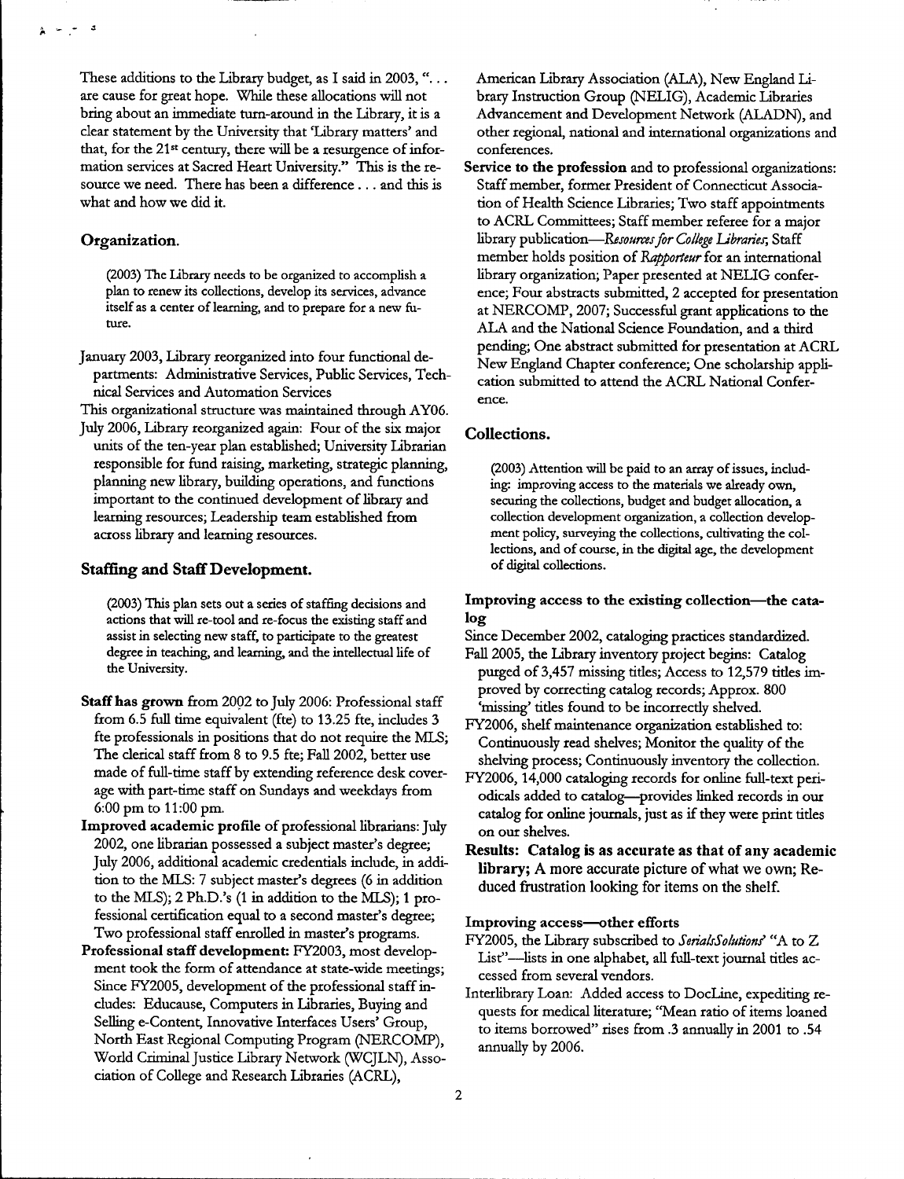These additions to the Library budget, as I said in 2003, ". . . are cause for great hope. While these allocations will not bring about an immediate turn-around in the Library, it is a clear statement by the University that 'Library matters' and that, for the 21st century, there will be a resurgence of information services at Sacred Heart University." This is the resource we need. There has been a difference . . . and this is what and how we did it.

## Organization.

> (2003) The Library needs to be organized to accomplish a plan to renew its collections, develop its services, advance itself as a center of learning, and to prepare for a new future.

January 2003, Library reorganized into four functional departments: Administrative Services, Public Services, Technical Services and Automation Services

This organizational structure was maintained through AY06.

July 2006, Library reorganized again: Four of the six major units of the ten-year plan established; University Librarian responsible for fund raising, marketing, strategic planning, planning new library, building operations, and functions important to the continued development of library and learning resources; Leadership team established from across library and learning resources.

## Staffing and Staff Development.

> (2003) This plan sets out a series of staffing decisions and actions that will re-tool and re-focus the existing staff and assist in selecting new staff, to participate to the greatest degree in teaching, and learning, and the intellectual life of the University.

**Staff has grown** from 2002 to July 2006: Professional staff from 6.5 full time equivalent (fte) to 13.25 fte, includes 3 fte professionals in positions that do not require the MLS; The clerical staff from 8 to 9.5 fte; Fall 2002, better use made of full-time staff by extending reference desk coverage with part-time staff on Sundays and weekdays from 6:00 pm to 11:00 pm.

**Improved academic profile** of professional librarians: July 2002, one librarian possessed a subject master's degree; July 2006, additional academic credentials include, in addition to the MLS: 7 subject master's degrees (6 in addition to the MLS); 2 Ph.D.'s (1 in addition to the MLS); 1 professional certification equal to a second master's degree; Two professional staff enrolled in master's programs.

**Professional staff development:** FY2003, most development took the form of attendance at state-wide meetings; Since FY2005, development of the professional staff includes: Educause, Computers in Libraries, Buying and Selling e-Content, Innovative Interfaces Users' Group, North East Regional Computing Program (NERCOMP), World Criminal Justice Library Network (WCJLN), Association of College and Research Libraries (ACRL), American Library Association (ALA), New England Library Instruction Group (NELIG), Academic Libraries Advancement and Development Network (ALADN), and other regional, national and international organizations and conferences.

**Service to the profession** and to professional organizations: Staff member, former President of Connecticut Association of Health Science Libraries; Two staff appointments to ACRL Committees; Staff member referee for a major library publication—*Resources for College Libraries*; Staff member holds position of *Rapporteur* for an international library organization; Paper presented at NELIG conference; Four abstracts submitted, 2 accepted for presentation at NERCOMP, 2007; Successful grant applications to the ALA and the National Science Foundation, and a third pending; One abstract submitted for presentation at ACRL New England Chapter conference; One scholarship application submitted to attend the ACRL National Conference.

## Collections.

> (2003) Attention will be paid to an array of issues, including: improving access to the materials we already own, securing the collections, budget and budget allocation, a collection development organization, a collection development policy, surveying the collections, cultivating the collections, and of course, in the digital age, the development of digital collections.

### Improving access to the existing collection—the catalog

Since December 2002, cataloging practices standardized.

Fall 2005, the Library inventory project begins: Catalog purged of 3,457 missing titles; Access to 12,579 titles improved by correcting catalog records; Approx. 800 'missing' titles found to be incorrectly shelved.

FY2006, shelf maintenance organization established to: Continuously read shelves; Monitor the quality of the shelving process; Continuously inventory the collection.

FY2006, 14,000 cataloging records for online full-text periodicals added to catalog—provides linked records in our catalog for online journals, just as if they were print titles on our shelves.

**Results: Catalog is as accurate as that of any academic library;** A more accurate picture of what we own; Reduced frustration looking for items on the shelf.

### Improving access—other efforts

FY2005, the Library subscribed to *SerialsSolutions*' "A to Z List"—lists in one alphabet, all full-text journal titles accessed from several vendors.

Interlibrary Loan: Added access to DocLine, expediting requests for medical literature; "Mean ratio of items loaned to items borrowed" rises from .3 annually in 2001 to .54 annually by 2006.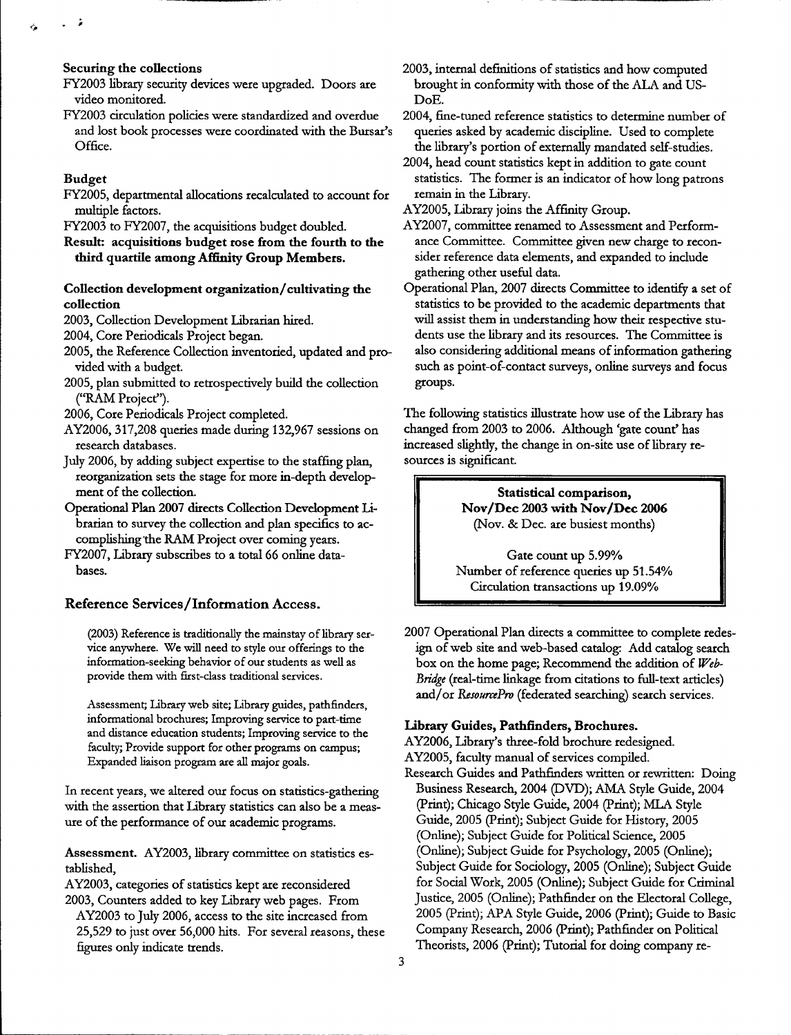**Securing the collections**

FY2003 library security devices were upgraded. Doors are video monitored.

FY2003 circulation policies were standardized and overdue and lost book processes were coordinated with the Bursar's Office.

**Budget**

FY2005, departmental allocations recalculated to account for multiple factors.

FY2003 to FY2007, the acquisitions budget doubled.

**Result: acquisitions budget rose from the fourth to the third quartile among Affinity Group Members.**

**Collection development organization/cultivating the collection**

2003, Collection Development Librarian hired.

2004, Core Periodicals Project began.

2005, the Reference Collection inventoried, updated and provided with a budget.

2005, plan submitted to retrospectively build the collection ("RAM Project").

2006, Core Periodicals Project completed.

AY2006, 317,208 queries made during 132,967 sessions on research databases.

July 2006, by adding subject expertise to the staffing plan, reorganization sets the stage for more in-depth development of the collection.

Operational Plan 2007 directs Collection Development Librarian to survey the collection and plan specifics to accomplishing the RAM Project over coming years.

FY2007, Library subscribes to a total 66 online databases.

## Reference Services/Information Access.

> (2003) Reference is traditionally the mainstay of library service anywhere. We will need to style our offerings to the information-seeking behavior of our students as well as provide them with first-class traditional services.
>
> Assessment; Library web site; Library guides, pathfinders, informational brochures; Improving service to part-time and distance education students; Improving service to the faculty; Provide support for other programs on campus; Expanded liaison program are all major goals.

In recent years, we altered our focus on statistics-gathering with the assertion that Library statistics can also be a measure of the performance of our academic programs.

**Assessment.** AY2003, library committee on statistics established,

AY2003, categories of statistics kept are reconsidered

2003, Counters added to key Library web pages. From AY2003 to July 2006, access to the site increased from 25,529 to just over 56,000 hits. For several reasons, these figures only indicate trends.

2003, internal definitions of statistics and how computed brought in conformity with those of the ALA and US-DoE.

2004, fine-tuned reference statistics to determine number of queries asked by academic discipline. Used to complete the library's portion of externally mandated self-studies.

2004, head count statistics kept in addition to gate count statistics. The former is an indicator of how long patrons remain in the Library.

AY2005, Library joins the Affinity Group.

AY2007, committee renamed to Assessment and Performance Committee. Committee given new charge to reconsider reference data elements, and expanded to include gathering other useful data.

Operational Plan, 2007 directs Committee to identify a set of statistics to be provided to the academic departments that will assist them in understanding how their respective students use the library and its resources. The Committee is also considering additional means of information gathering such as point-of-contact surveys, online surveys and focus groups.

The following statistics illustrate how use of the Library has changed from 2003 to 2006. Although 'gate count' has increased slightly, the change in on-site use of library resources is significant.

> **Statistical comparison, Nov/Dec 2003 with Nov/Dec 2006**
> (Nov. & Dec. are busiest months)
>
> Gate count up 5.99%
> Number of reference queries up 51.54%
> Circulation transactions up 19.09%

2007 Operational Plan directs a committee to complete redesign of web site and web-based catalog: Add catalog search box on the home page; Recommend the addition of *WebBridge* (real-time linkage from citations to full-text articles) and/or *ResourcePro* (federated searching) search services.

**Library Guides, Pathfinders, Brochures.**

AY2006, Library's three-fold brochure redesigned.

AY2005, faculty manual of services compiled.

Research Guides and Pathfinders written or rewritten: Doing Business Research, 2004 (DVD); AMA Style Guide, 2004 (Print); Chicago Style Guide, 2004 (Print); MLA Style Guide, 2005 (Print); Subject Guide for History, 2005 (Online); Subject Guide for Political Science, 2005 (Online); Subject Guide for Psychology, 2005 (Online); Subject Guide for Sociology, 2005 (Online); Subject Guide for Social Work, 2005 (Online); Subject Guide for Criminal Justice, 2005 (Online); Pathfinder on the Electoral College, 2005 (Print); APA Style Guide, 2006 (Print); Guide to Basic Company Research, 2006 (Print); Pathfinder on Political Theorists, 2006 (Print); Tutorial for doing company re-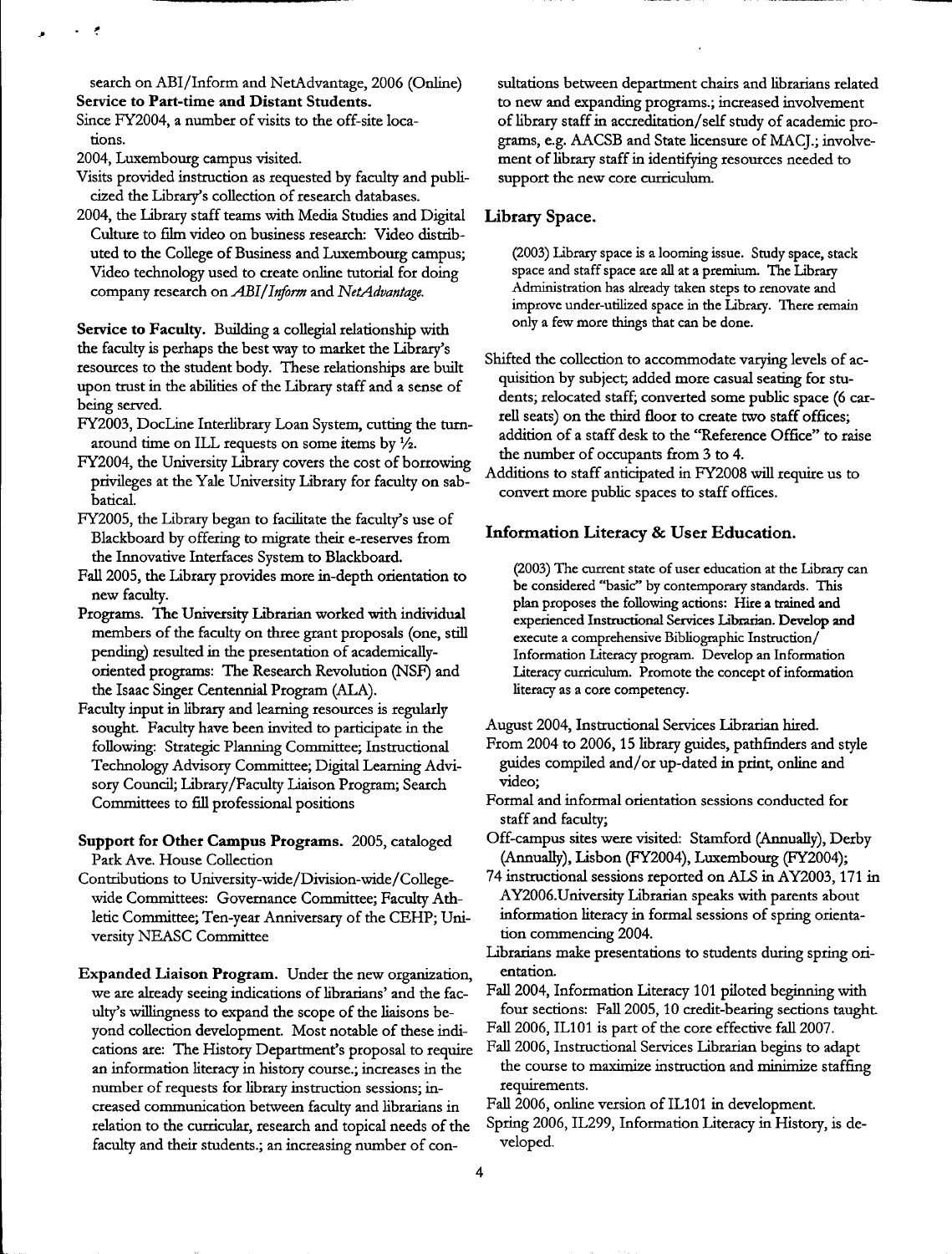search on ABI/Inform and NetAdvantage, 2006 (Online)

**Service to Part-time and Distant Students.**

Since FY2004, a number of visits to the off-site locations.

2004, Luxembourg campus visited.

Visits provided instruction as requested by faculty and publicized the Library's collection of research databases.

2004, the Library staff teams with Media Studies and Digital Culture to film video on business research: Video distributed to the College of Business and Luxembourg campus; Video technology used to create online tutorial for doing company research on *ABI/Inform* and *NetAdvantage*.

**Service to Faculty.** Building a collegial relationship with the faculty is perhaps the best way to market the Library's resources to the student body. These relationships are built upon trust in the abilities of the Library staff and a sense of being served.

FY2003, DocLine Interlibrary Loan System, cutting the turnaround time on ILL requests on some items by ½.

FY2004, the University Library covers the cost of borrowing privileges at the Yale University Library for faculty on sabbatical.

FY2005, the Library began to facilitate the faculty's use of Blackboard by offering to migrate their e-reserves from the Innovative Interfaces System to Blackboard.

Fall 2005, the Library provides more in-depth orientation to new faculty.

Programs. The University Librarian worked with individual members of the faculty on three grant proposals (one, still pending) resulted in the presentation of academically-oriented programs: The Research Revolution (NSF) and the Isaac Singer Centennial Program (ALA).

Faculty input in library and learning resources is regularly sought. Faculty have been invited to participate in the following: Strategic Planning Committee; Instructional Technology Advisory Committee; Digital Learning Advisory Council; Library/Faculty Liaison Program; Search Committees to fill professional positions

**Support for Other Campus Programs.** 2005, cataloged Park Ave. House Collection

Contributions to University-wide/Division-wide/College-wide Committees: Governance Committee; Faculty Athletic Committee; Ten-year Anniversary of the CEHP; University NEASC Committee

**Expanded Liaison Program.** Under the new organization, we are already seeing indications of librarians' and the faculty's willingness to expand the scope of the liaisons beyond collection development. Most notable of these indications are: The History Department's proposal to require an information literacy in history course.; increases in the number of requests for library instruction sessions; increased communication between faculty and librarians in relation to the curricular, research and topical needs of the faculty and their students.; an increasing number of consultations between department chairs and librarians related to new and expanding programs.; increased involvement of library staff in accreditation/self study of academic programs, e.g. AACSB and State licensure of MACJ.; involvement of library staff in identifying resources needed to support the new core curriculum.

### Library Space.

(2003) Library space is a looming issue. Study space, stack space and staff space are all at a premium. The Library Administration has already taken steps to renovate and improve under-utilized space in the Library. There remain only a few more things that can be done.

Shifted the collection to accommodate varying levels of acquisition by subject; added more casual seating for students; relocated staff; converted some public space (6 carrell seats) on the third floor to create two staff offices; addition of a staff desk to the "Reference Office" to raise the number of occupants from 3 to 4.

Additions to staff anticipated in FY2008 will require us to convert more public spaces to staff offices.

### Information Literacy & User Education.

(2003) The current state of user education at the Library can be considered "basic" by contemporary standards. This plan proposes the following actions: Hire a trained and experienced Instructional Services Librarian. Develop and execute a comprehensive Bibliographic Instruction/ Information Literacy program. Develop an Information Literacy curriculum. Promote the concept of information literacy as a core competency.

August 2004, Instructional Services Librarian hired.

From 2004 to 2006, 15 library guides, pathfinders and style guides compiled and/or up-dated in print, online and video;

Formal and informal orientation sessions conducted for staff and faculty;

Off-campus sites were visited: Stamford (Annually), Derby (Annually), Lisbon (FY2004), Luxembourg (FY2004);

74 instructional sessions reported on ALS in AY2003, 171 in AY2006.University Librarian speaks with parents about information literacy in formal sessions of spring orientation commencing 2004.

Librarians make presentations to students during spring orientation.

Fall 2004, Information Literacy 101 piloted beginning with four sections: Fall 2005, 10 credit-bearing sections taught.

Fall 2006, IL101 is part of the core effective fall 2007.

Fall 2006, Instructional Services Librarian begins to adapt the course to maximize instruction and minimize staffing requirements.

Fall 2006, online version of IL101 in development.

Spring 2006, IL299, Information Literacy in History, is developed.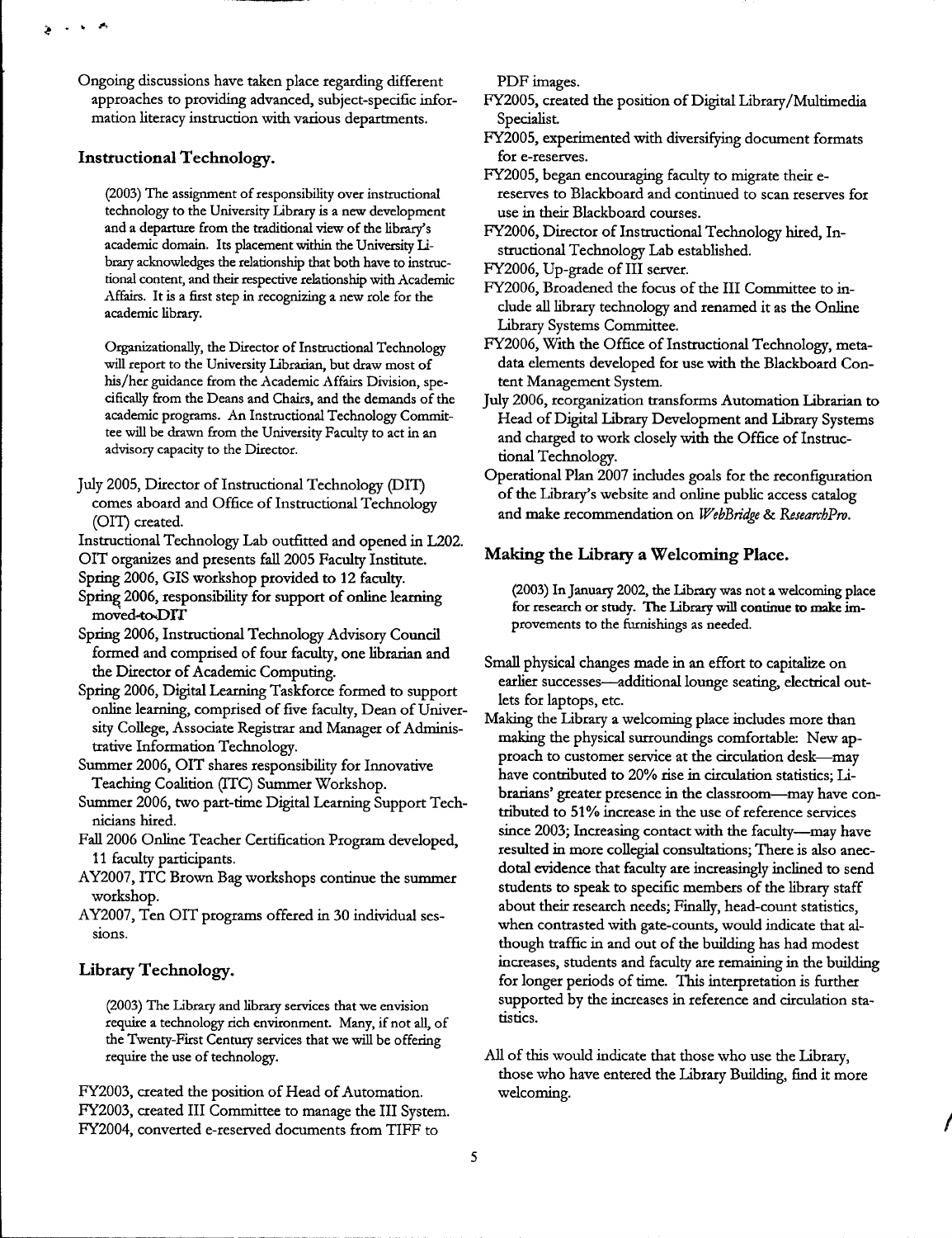Ongoing discussions have taken place regarding different approaches to providing advanced, subject-specific information literacy instruction with various departments.

### Instructional Technology.

> (2003) The assignment of responsibility over instructional technology to the University Library is a new development and a departure from the traditional view of the library's academic domain. Its placement within the University Library acknowledges the relationship that both have to instructional content, and their respective relationship with Academic Affairs. It is a first step in recognizing a new role for the academic library.
>
> Organizationally, the Director of Instructional Technology will report to the University Librarian, but draw most of his/her guidance from the Academic Affairs Division, specifically from the Deans and Chairs, and the demands of the academic programs. An Instructional Technology Committee will be drawn from the University Faculty to act in an advisory capacity to the Director.

July 2005, Director of Instructional Technology (DIT) comes aboard and Office of Instructional Technology (OIT) created.

Instructional Technology Lab outfitted and opened in L202.

OIT organizes and presents fall 2005 Faculty Institute.

Spring 2006, GIS workshop provided to 12 faculty.

Spring 2006, responsibility for support of online learning moved to DIT

Spring 2006, Instructional Technology Advisory Council formed and comprised of four faculty, one librarian and the Director of Academic Computing.

Spring 2006, Digital Learning Taskforce formed to support online learning, comprised of five faculty, Dean of University College, Associate Registrar and Manager of Administrative Information Technology.

Summer 2006, OIT shares responsibility for Innovative Teaching Coalition (ITC) Summer Workshop.

Summer 2006, two part-time Digital Learning Support Technicians hired.

Fall 2006 Online Teacher Certification Program developed, 11 faculty participants.

AY2007, ITC Brown Bag workshops continue the summer workshop.

AY2007, Ten OIT programs offered in 30 individual sessions.

### Library Technology.

> (2003) The Library and library services that we envision require a technology rich environment. Many, if not all, of the Twenty-First Century services that we will be offering require the use of technology.

FY2003, created the position of Head of Automation.

FY2003, created III Committee to manage the III System.

FY2004, converted e-reserved documents from TIFF to PDF images.

FY2005, created the position of Digital Library/Multimedia Specialist.

FY2005, experimented with diversifying document formats for e-reserves.

FY2005, began encouraging faculty to migrate their e-reserves to Blackboard and continued to scan reserves for use in their Blackboard courses.

FY2006, Director of Instructional Technology hired, Instructional Technology Lab established.

FY2006, Up-grade of III server.

FY2006, Broadened the focus of the III Committee to include all library technology and renamed it as the Online Library Systems Committee.

FY2006, With the Office of Instructional Technology, metadata elements developed for use with the Blackboard Content Management System.

July 2006, reorganization transforms Automation Librarian to Head of Digital Library Development and Library Systems and charged to work closely with the Office of Instructional Technology.

Operational Plan 2007 includes goals for the reconfiguration of the Library's website and online public access catalog and make recommendation on *WebBridge* & *ResearchPro*.

### Making the Library a Welcoming Place.

> (2003) In January 2002, the Library was not a welcoming place for research or study. The Library will continue to make improvements to the furnishings as needed.

Small physical changes made in an effort to capitalize on earlier successes—additional lounge seating, electrical outlets for laptops, etc.

Making the Library a welcoming place includes more than making the physical surroundings comfortable: New approach to customer service at the circulation desk—may have contributed to 20% rise in circulation statistics; Librarians' greater presence in the classroom—may have contributed to 51% increase in the use of reference services since 2003; Increasing contact with the faculty—may have resulted in more collegial consultations; There is also anecdotal evidence that faculty are increasingly inclined to send students to speak to specific members of the library staff about their research needs; Finally, head-count statistics, when contrasted with gate-counts, would indicate that although traffic in and out of the building has had modest increases, students and faculty are remaining in the building for longer periods of time. This interpretation is further supported by the increases in reference and circulation statistics.

All of this would indicate that those who use the Library, those who have entered the Library Building, find it more welcoming.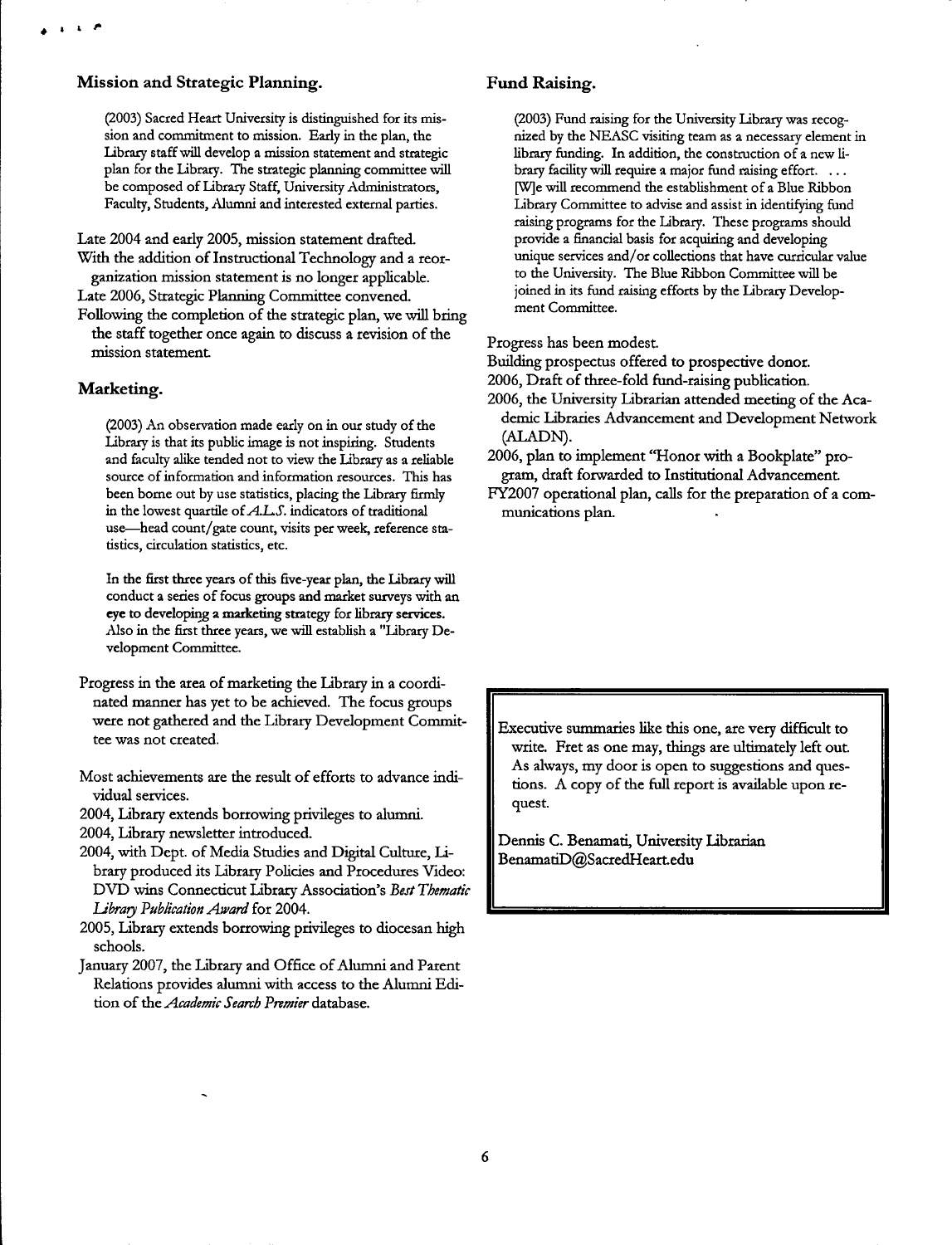## Mission and Strategic Planning.

> (2003) Sacred Heart University is distinguished for its mission and commitment to mission. Early in the plan, the Library staff will develop a mission statement and strategic plan for the Library. The strategic planning committee will be composed of Library Staff, University Administrators, Faculty, Students, Alumni and interested external parties.

Late 2004 and early 2005, mission statement drafted.
With the addition of Instructional Technology and a reorganization mission statement is no longer applicable.
Late 2006, Strategic Planning Committee convened.
Following the completion of the strategic plan, we will bring the staff together once again to discuss a revision of the mission statement.

## Marketing.

> (2003) An observation made early on in our study of the Library is that its public image is not inspiring. Students and faculty alike tended not to view the Library as a reliable source of information and information resources. This has been borne out by use statistics, placing the Library firmly in the lowest quartile of *A.L.S.* indicators of traditional use—head count/gate count, visits per week, reference statistics, circulation statistics, etc.
>
> In the first three years of this five-year plan, the Library will conduct a series of focus groups and market surveys with an eye to developing a marketing strategy for library services. Also in the first three years, we will establish a "Library Development Committee.

Progress in the area of marketing the Library in a coordinated manner has yet to be achieved. The focus groups were not gathered and the Library Development Committee was not created.

Most achievements are the result of efforts to advance individual services.

2004, Library extends borrowing privileges to alumni.
2004, Library newsletter introduced.
2004, with Dept. of Media Studies and Digital Culture, Library produced its Library Policies and Procedures Video: DVD wins Connecticut Library Association's *Best Thematic Library Publication Award* for 2004.
2005, Library extends borrowing privileges to diocesan high schools.
January 2007, the Library and Office of Alumni and Parent Relations provides alumni with access to the Alumni Edition of the *Academic Search Premier* database.

## Fund Raising.

> (2003) Fund raising for the University Library was recognized by the NEASC visiting team as a necessary element in library funding. In addition, the construction of a new library facility will require a major fund raising effort. . . . [W]e will recommend the establishment of a Blue Ribbon Library Committee to advise and assist in identifying fund raising programs for the Library. These programs should provide a financial basis for acquiring and developing unique services and/or collections that have curricular value to the University. The Blue Ribbon Committee will be joined in its fund raising efforts by the Library Development Committee.

Progress has been modest.
Building prospectus offered to prospective donor.
2006, Draft of three-fold fund-raising publication.
2006, the University Librarian attended meeting of the Academic Libraries Advancement and Development Network (ALADN).
2006, plan to implement "Honor with a Bookplate" program, draft forwarded to Institutional Advancement.
FY2007 operational plan, calls for the preparation of a communications plan.

Executive summaries like this one, are very difficult to write. Fret as one may, things are ultimately left out. As always, my door is open to suggestions and questions. A copy of the full report is available upon request.

Dennis C. Benamati, University Librarian
BenamatiD@SacredHeart.edu